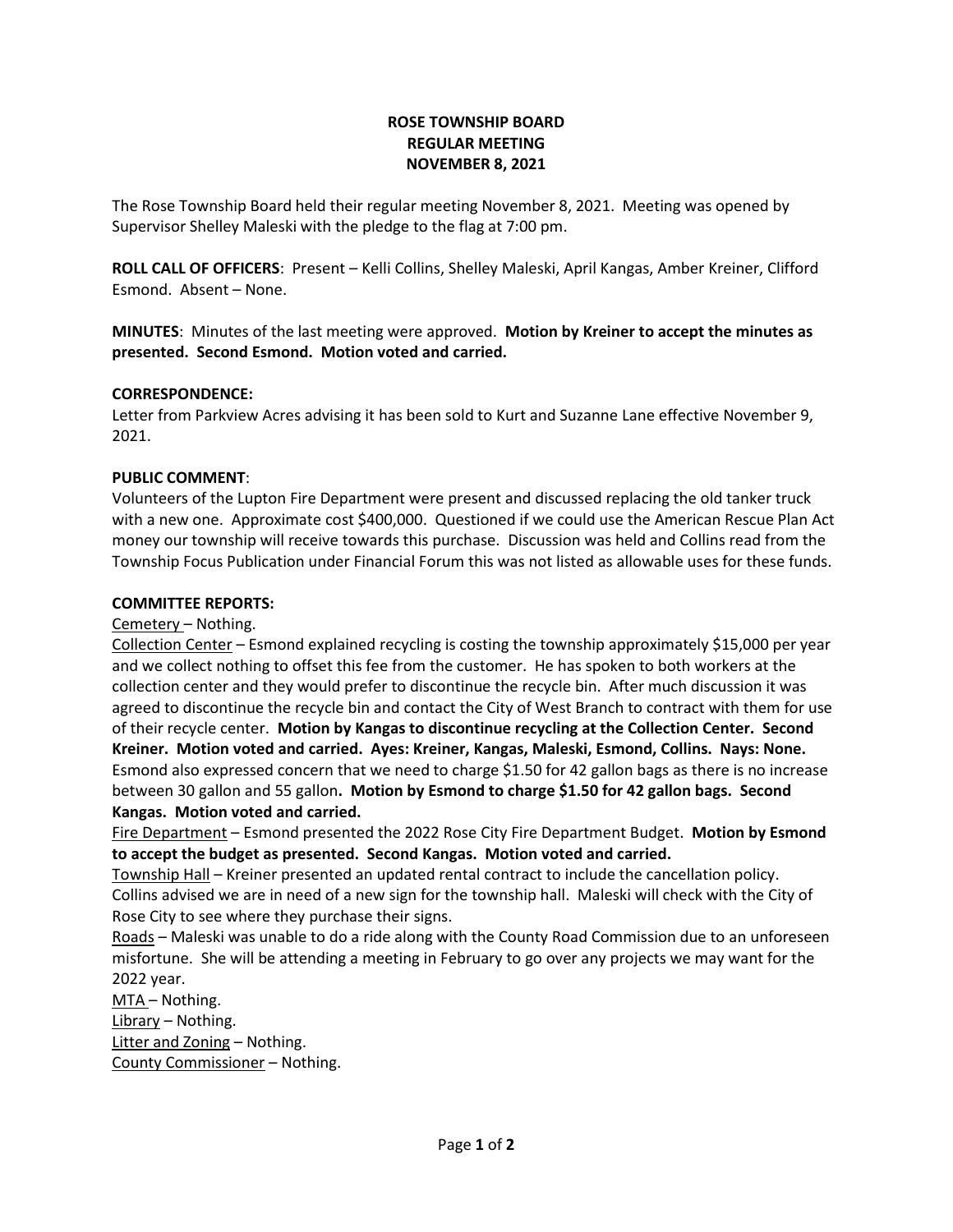# ROSE TOWNSHIP BOARD
## REGULAR MEETING
## NOVEMBER 8, 2021

The Rose Township Board held their regular meeting November 8, 2021. Meeting was opened by Supervisor Shelley Maleski with the pledge to the flag at 7:00 pm.

**ROLL CALL OF OFFICERS**: Present – Kelli Collins, Shelley Maleski, April Kangas, Amber Kreiner, Clifford Esmond. Absent – None.

**MINUTES**: Minutes of the last meeting were approved. **Motion by Kreiner to accept the minutes as presented. Second Esmond. Motion voted and carried.**

**CORRESPONDENCE:**

Letter from Parkview Acres advising it has been sold to Kurt and Suzanne Lane effective November 9, 2021.

**PUBLIC COMMENT**:

Volunteers of the Lupton Fire Department were present and discussed replacing the old tanker truck with a new one. Approximate cost $400,000. Questioned if we could use the American Rescue Plan Act money our township will receive towards this purchase. Discussion was held and Collins read from the Township Focus Publication under Financial Forum this was not listed as allowable uses for these funds.

**COMMITTEE REPORTS:**

Cemetery – Nothing.

Collection Center – Esmond explained recycling is costing the township approximately $15,000 per year and we collect nothing to offset this fee from the customer. He has spoken to both workers at the collection center and they would prefer to discontinue the recycle bin. After much discussion it was agreed to discontinue the recycle bin and contact the City of West Branch to contract with them for use of their recycle center. **Motion by Kangas to discontinue recycling at the Collection Center. Second Kreiner. Motion voted and carried. Ayes: Kreiner, Kangas, Maleski, Esmond, Collins. Nays: None.** Esmond also expressed concern that we need to charge $1.50 for 42 gallon bags as there is no increase between 30 gallon and 55 gallon**. Motion by Esmond to charge $1.50 for 42 gallon bags. Second Kangas. Motion voted and carried.**

Fire Department – Esmond presented the 2022 Rose City Fire Department Budget. **Motion by Esmond to accept the budget as presented. Second Kangas. Motion voted and carried.**

Township Hall – Kreiner presented an updated rental contract to include the cancellation policy. Collins advised we are in need of a new sign for the township hall. Maleski will check with the City of Rose City to see where they purchase their signs.

Roads – Maleski was unable to do a ride along with the County Road Commission due to an unforeseen misfortune. She will be attending a meeting in February to go over any projects we may want for the 2022 year.

MTA – Nothing.

Library – Nothing.

Litter and Zoning – Nothing.

County Commissioner – Nothing.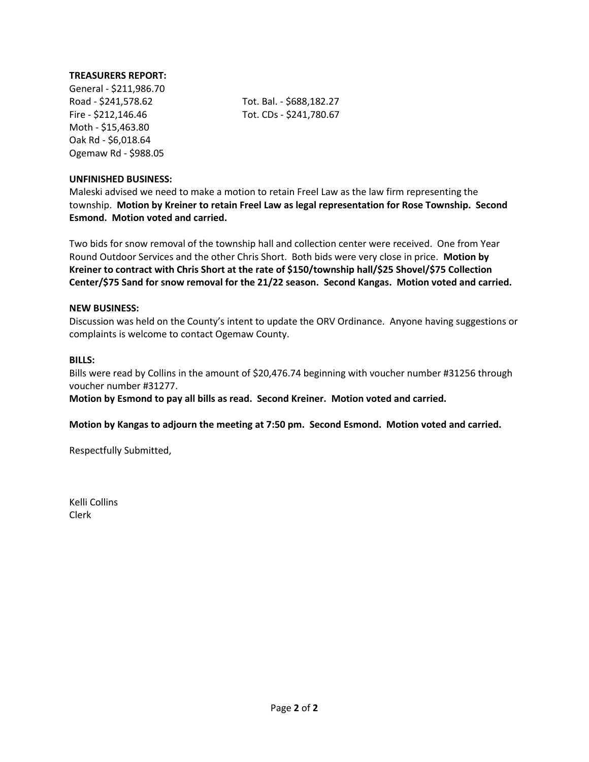**TREASURERS REPORT:**

General - $211,986.70
Road - $241,578.62
Fire - $212,146.46
Moth - $15,463.80
Oak Rd - $6,018.64
Ogemaw Rd - $988.05

Tot. Bal. - $688,182.27
Tot. CDs - $241,780.67

**UNFINISHED BUSINESS:**

Maleski advised we need to make a motion to retain Freel Law as the law firm representing the township. **Motion by Kreiner to retain Freel Law as legal representation for Rose Township. Second Esmond. Motion voted and carried.**

Two bids for snow removal of the township hall and collection center were received. One from Year Round Outdoor Services and the other Chris Short. Both bids were very close in price. **Motion by Kreiner to contract with Chris Short at the rate of $150/township hall/$25 Shovel/$75 Collection Center/$75 Sand for snow removal for the 21/22 season. Second Kangas. Motion voted and carried.**

**NEW BUSINESS:**

Discussion was held on the County's intent to update the ORV Ordinance. Anyone having suggestions or complaints is welcome to contact Ogemaw County.

**BILLS:**

Bills were read by Collins in the amount of $20,476.74 beginning with voucher number #31256 through voucher number #31277.

**Motion by Esmond to pay all bills as read. Second Kreiner. Motion voted and carried.**

**Motion by Kangas to adjourn the meeting at 7:50 pm. Second Esmond. Motion voted and carried.**

Respectfully Submitted,

Kelli Collins
Clerk